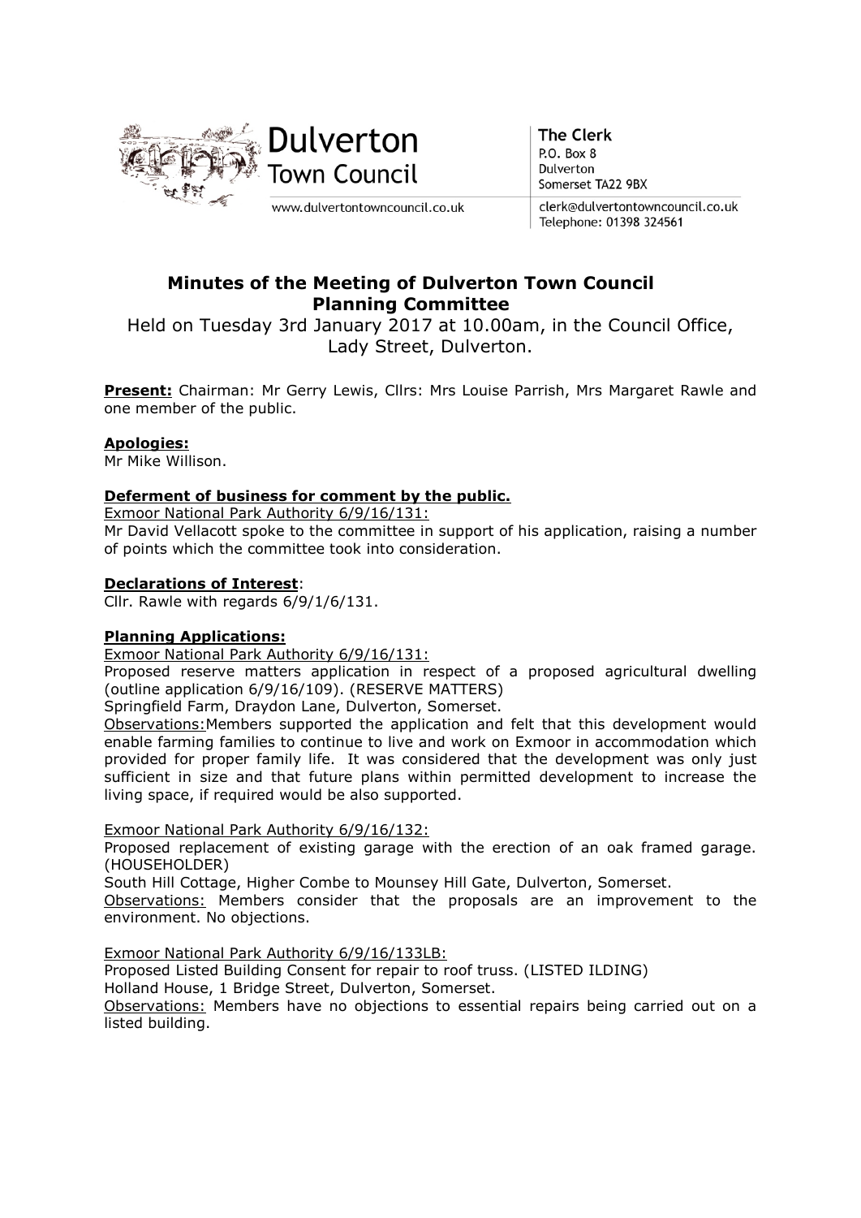Dulverton Town Council

www.dulvertontowncouncil.co.uk

**The Clerk**
P.O. Box 8
Dulverton
Somerset TA22 9BX

clerk@dulvertontowncouncil.co.uk
Telephone: 01398 324561

## Minutes of the Meeting of Dulverton Town Council Planning Committee

Held on Tuesday 3rd January 2017 at 10.00am, in the Council Office, Lady Street, Dulverton.

**Present:** Chairman: Mr Gerry Lewis, Cllrs: Mrs Louise Parrish, Mrs Margaret Rawle and one member of the public.

**Apologies:**
Mr Mike Willison.

**Deferment of business for comment by the public.**

Exmoor National Park Authority 6/9/16/131:
Mr David Vellacott spoke to the committee in support of his application, raising a number of points which the committee took into consideration.

**Declarations of Interest**:
Cllr. Rawle with regards 6/9/1/6/131.

**Planning Applications:**

Exmoor National Park Authority 6/9/16/131:
Proposed reserve matters application in respect of a proposed agricultural dwelling (outline application 6/9/16/109). (RESERVE MATTERS)
Springfield Farm, Draydon Lane, Dulverton, Somerset.
Observations:Members supported the application and felt that this development would enable farming families to continue to live and work on Exmoor in accommodation which provided for proper family life. It was considered that the development was only just sufficient in size and that future plans within permitted development to increase the living space, if required would be also supported.

Exmoor National Park Authority 6/9/16/132:
Proposed replacement of existing garage with the erection of an oak framed garage. (HOUSEHOLDER)
South Hill Cottage, Higher Combe to Mounsey Hill Gate, Dulverton, Somerset.
Observations: Members consider that the proposals are an improvement to the environment. No objections.

Exmoor National Park Authority 6/9/16/133LB:
Proposed Listed Building Consent for repair to roof truss. (LISTED ILDING)
Holland House, 1 Bridge Street, Dulverton, Somerset.
Observations: Members have no objections to essential repairs being carried out on a listed building.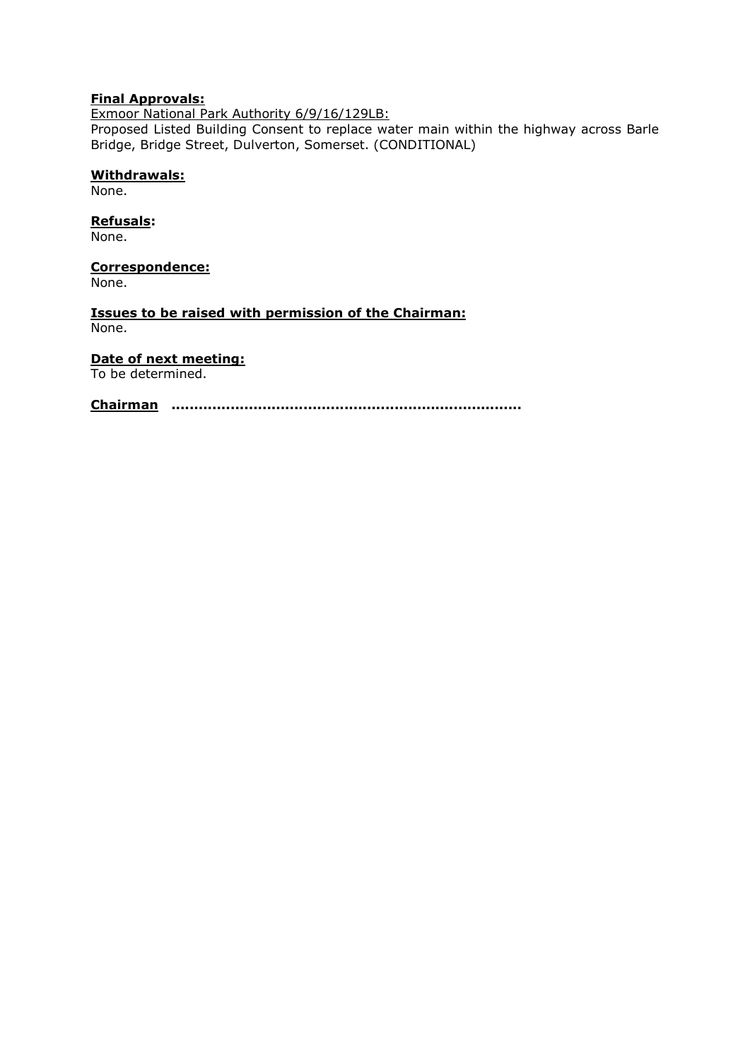**Final Approvals:**

Exmoor National Park Authority 6/9/16/129LB:

Proposed Listed Building Consent to replace water main within the highway across Barle Bridge, Bridge Street, Dulverton, Somerset. (CONDITIONAL)

**Withdrawals:**

None.

**Refusals:**

None.

**Correspondence:**

None.

**Issues to be raised with permission of the Chairman:**

None.

**Date of next meeting:**

To be determined.

**Chairman** ………………………………………………………………….